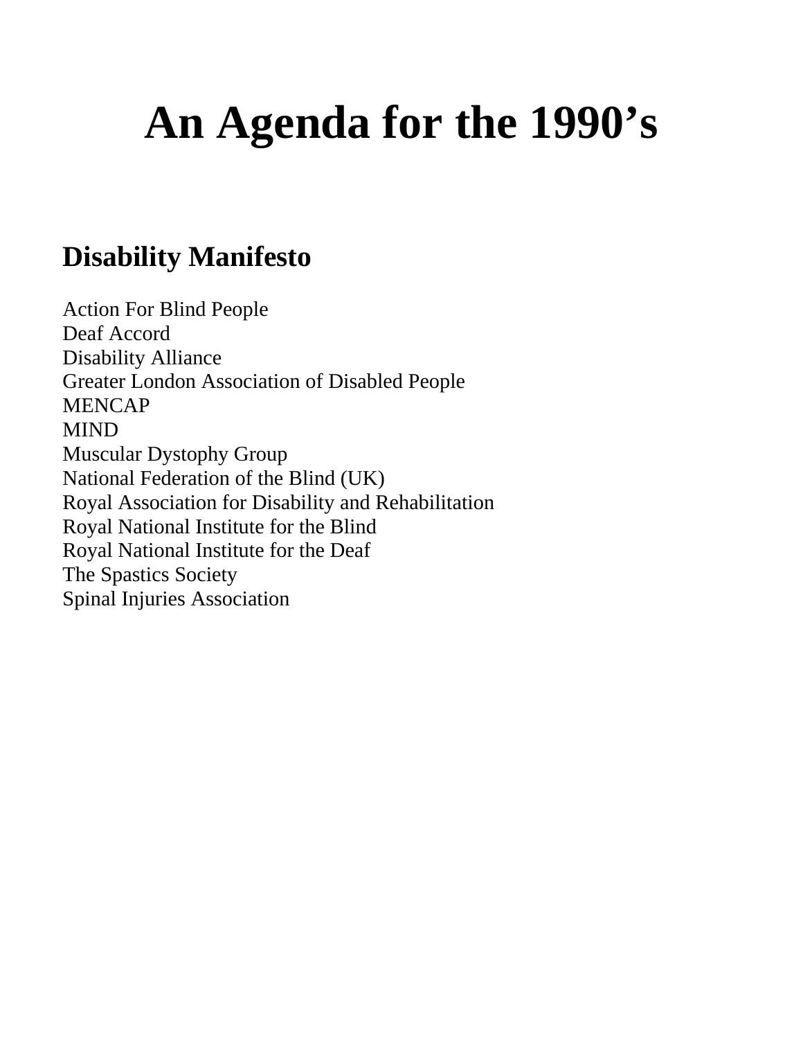# An Agenda for the 1990's

## Disability Manifesto

Action For Blind People
Deaf Accord
Disability Alliance
Greater London Association of Disabled People
MENCAP
MIND
Muscular Dystophy Group
National Federation of the Blind (UK)
Royal Association for Disability and Rehabilitation
Royal National Institute for the Blind
Royal National Institute for the Deaf
The Spastics Society
Spinal Injuries Association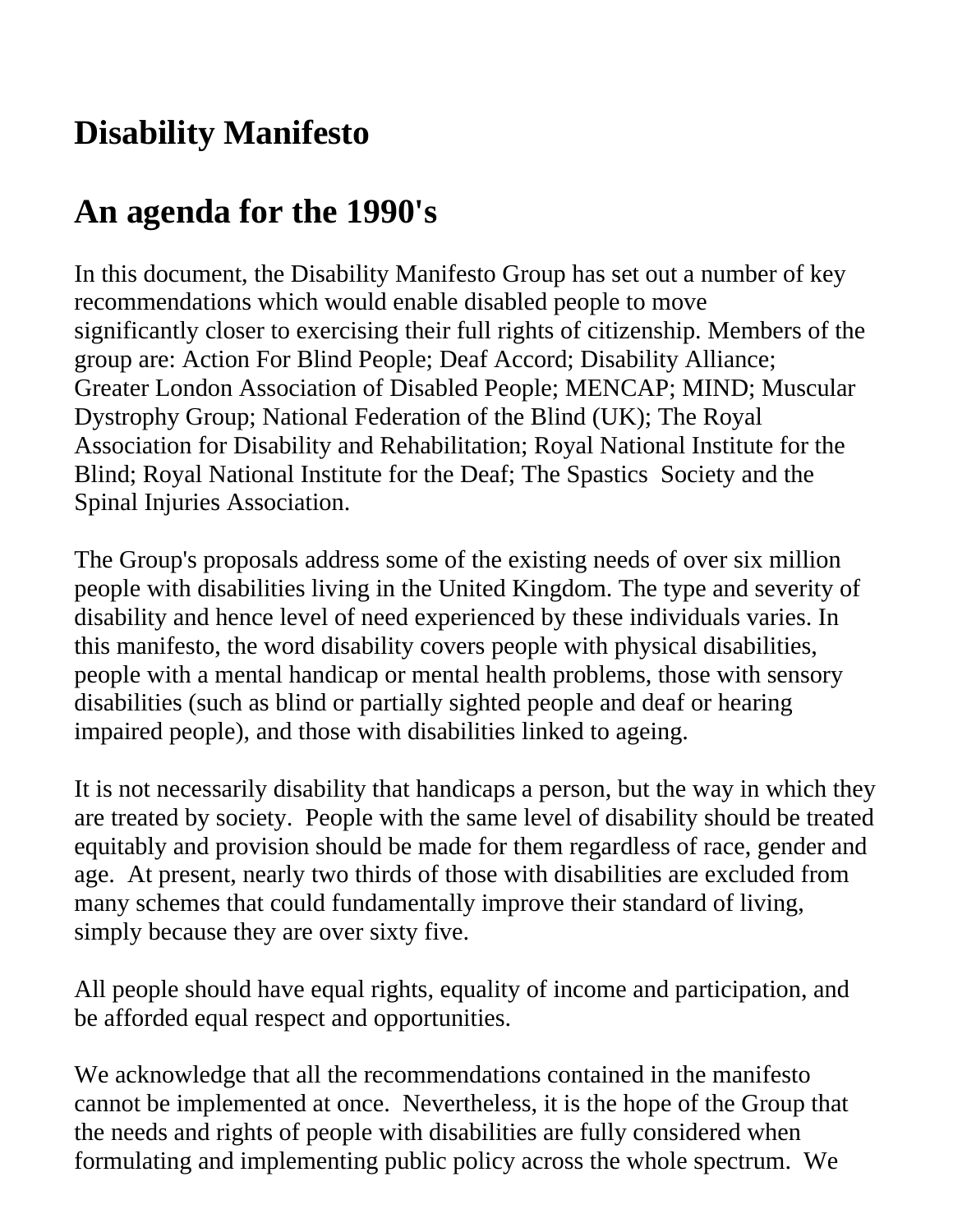# Disability Manifesto

## An agenda for the 1990's

In this document, the Disability Manifesto Group has set out a number of key recommendations which would enable disabled people to move significantly closer to exercising their full rights of citizenship. Members of the group are: Action For Blind People; Deaf Accord; Disability Alliance; Greater London Association of Disabled People; MENCAP; MIND; Muscular Dystrophy Group; National Federation of the Blind (UK); The Royal Association for Disability and Rehabilitation; Royal National Institute for the Blind; Royal National Institute for the Deaf; The Spastics Society and the Spinal Injuries Association.

The Group's proposals address some of the existing needs of over six million people with disabilities living in the United Kingdom. The type and severity of disability and hence level of need experienced by these individuals varies. In this manifesto, the word disability covers people with physical disabilities, people with a mental handicap or mental health problems, those with sensory disabilities (such as blind or partially sighted people and deaf or hearing impaired people), and those with disabilities linked to ageing.

It is not necessarily disability that handicaps a person, but the way in which they are treated by society. People with the same level of disability should be treated equitably and provision should be made for them regardless of race, gender and age. At present, nearly two thirds of those with disabilities are excluded from many schemes that could fundamentally improve their standard of living, simply because they are over sixty five.

All people should have equal rights, equality of income and participation, and be afforded equal respect and opportunities.

We acknowledge that all the recommendations contained in the manifesto cannot be implemented at once. Nevertheless, it is the hope of the Group that the needs and rights of people with disabilities are fully considered when formulating and implementing public policy across the whole spectrum. We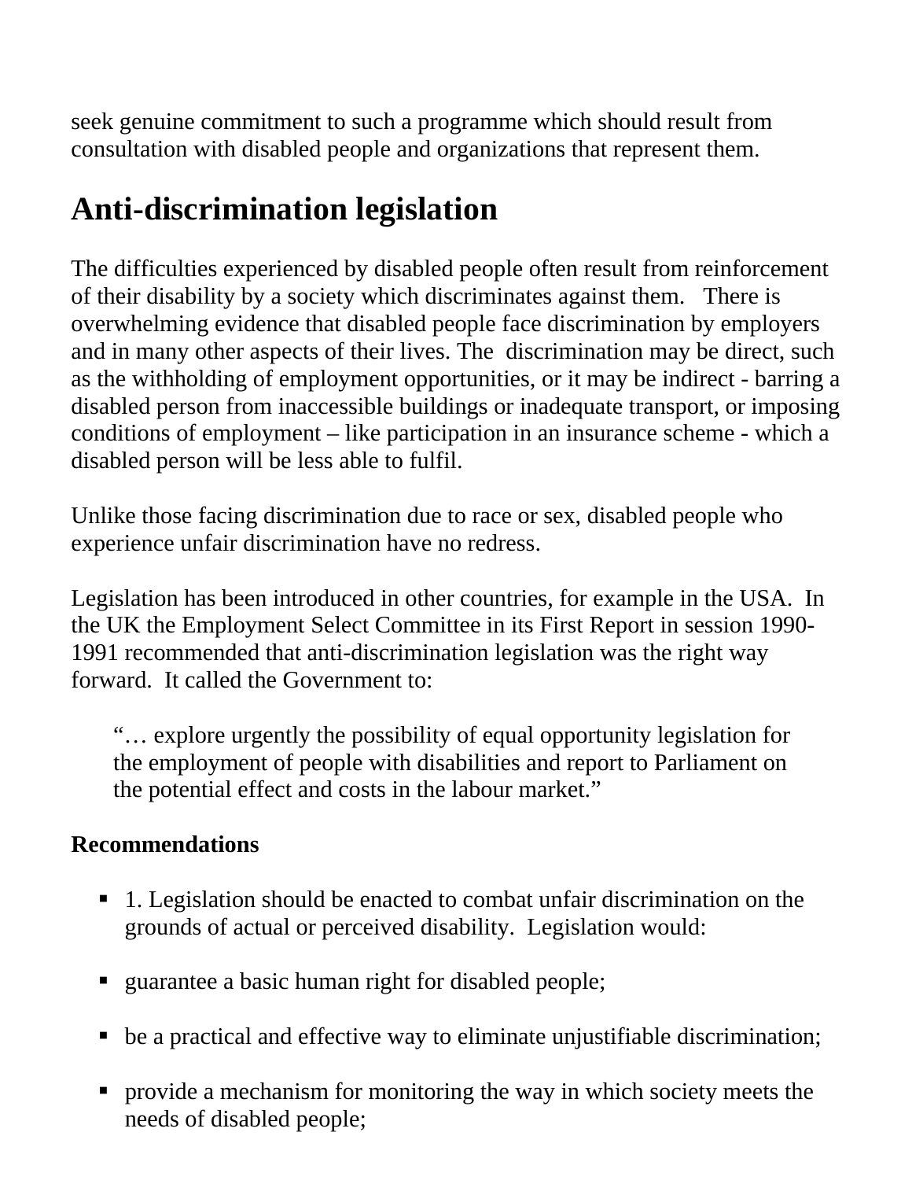seek genuine commitment to such a programme which should result from consultation with disabled people and organizations that represent them.

# Anti-discrimination legislation

The difficulties experienced by disabled people often result from reinforcement of their disability by a society which discriminates against them. There is overwhelming evidence that disabled people face discrimination by employers and in many other aspects of their lives. The discrimination may be direct, such as the withholding of employment opportunities, or it may be indirect - barring a disabled person from inaccessible buildings or inadequate transport, or imposing conditions of employment – like participation in an insurance scheme - which a disabled person will be less able to fulfil.

Unlike those facing discrimination due to race or sex, disabled people who experience unfair discrimination have no redress.

Legislation has been introduced in other countries, for example in the USA. In the UK the Employment Select Committee in its First Report in session 1990-1991 recommended that anti-discrimination legislation was the right way forward. It called the Government to:

> "… explore urgently the possibility of equal opportunity legislation for the employment of people with disabilities and report to Parliament on the potential effect and costs in the labour market."

**Recommendations**

- 1. Legislation should be enacted to combat unfair discrimination on the grounds of actual or perceived disability. Legislation would:
- guarantee a basic human right for disabled people;
- be a practical and effective way to eliminate unjustifiable discrimination;
- provide a mechanism for monitoring the way in which society meets the needs of disabled people;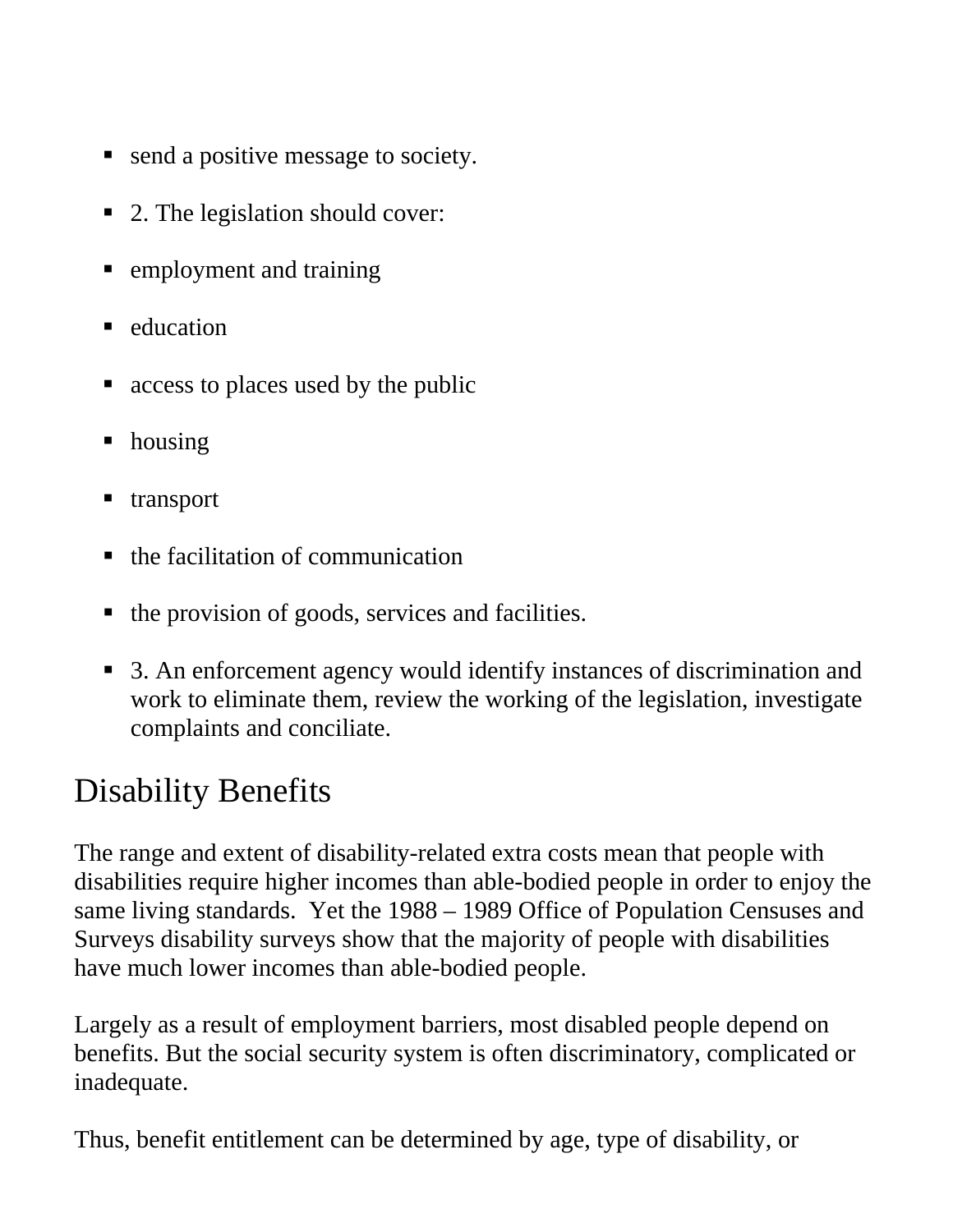- send a positive message to society.
- 2. The legislation should cover:
- employment and training
- education
- access to places used by the public
- housing
- transport
- the facilitation of communication
- the provision of goods, services and facilities.
- 3. An enforcement agency would identify instances of discrimination and work to eliminate them, review the working of the legislation, investigate complaints and conciliate.

## Disability Benefits

The range and extent of disability-related extra costs mean that people with disabilities require higher incomes than able-bodied people in order to enjoy the same living standards.  Yet the 1988 – 1989 Office of Population Censuses and Surveys disability surveys show that the majority of people with disabilities have much lower incomes than able-bodied people.

Largely as a result of employment barriers, most disabled people depend on benefits. But the social security system is often discriminatory, complicated or inadequate.

Thus, benefit entitlement can be determined by age, type of disability, or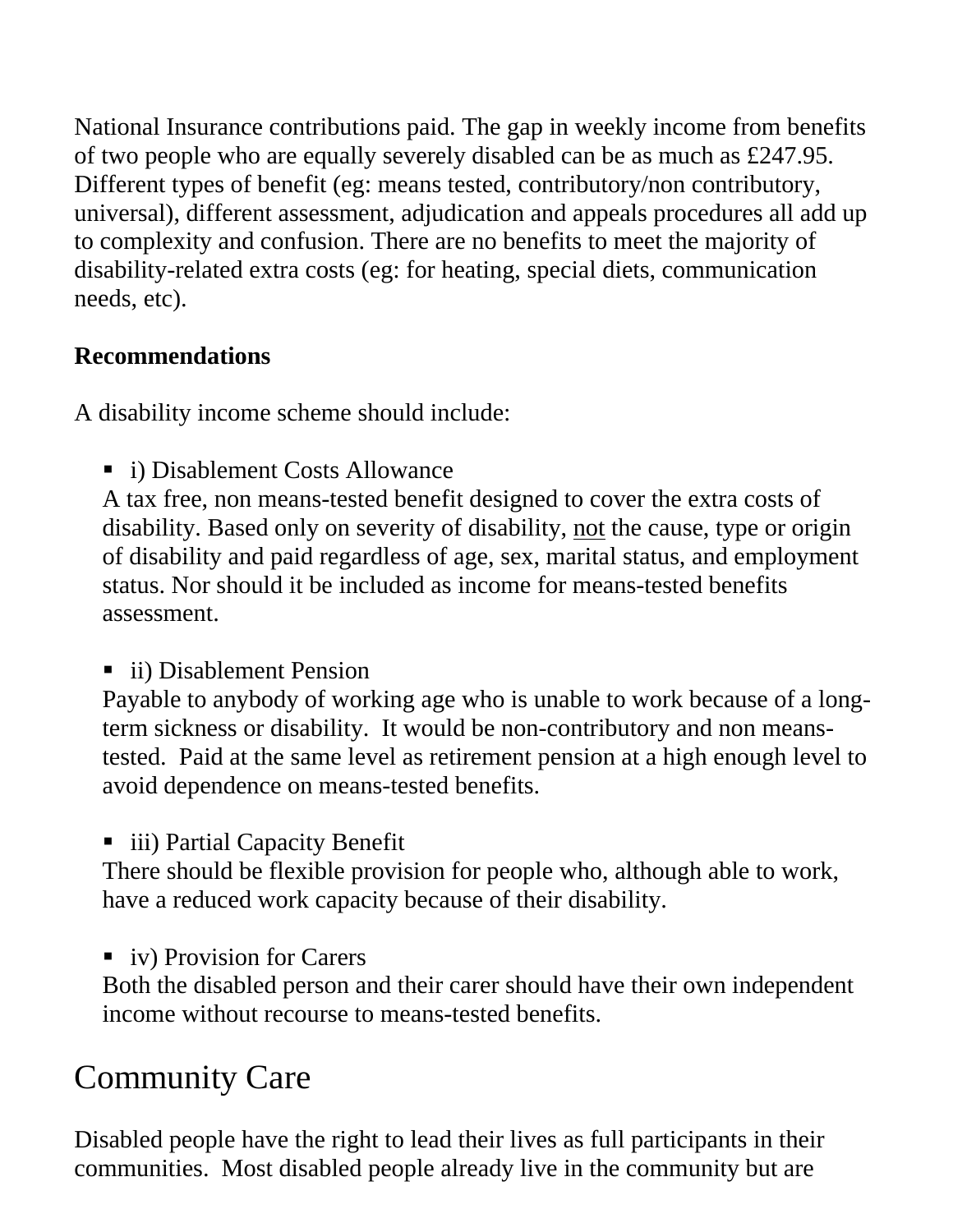National Insurance contributions paid. The gap in weekly income from benefits of two people who are equally severely disabled can be as much as £247.95. Different types of benefit (eg: means tested, contributory/non contributory, universal), different assessment, adjudication and appeals procedures all add up to complexity and confusion. There are no benefits to meet the majority of disability-related extra costs (eg: for heating, special diets, communication needs, etc).

**Recommendations**

A disability income scheme should include:

- i) Disablement Costs Allowance
  A tax free, non means-tested benefit designed to cover the extra costs of disability. Based only on severity of disability, <u>not</u> the cause, type or origin of disability and paid regardless of age, sex, marital status, and employment status. Nor should it be included as income for means-tested benefits assessment.

- ii) Disablement Pension
  Payable to anybody of working age who is unable to work because of a long-term sickness or disability. It would be non-contributory and non means-tested. Paid at the same level as retirement pension at a high enough level to avoid dependence on means-tested benefits.

- iii) Partial Capacity Benefit
  There should be flexible provision for people who, although able to work, have a reduced work capacity because of their disability.

- iv) Provision for Carers
  Both the disabled person and their carer should have their own independent income without recourse to means-tested benefits.

# Community Care

Disabled people have the right to lead their lives as full participants in their communities. Most disabled people already live in the community but are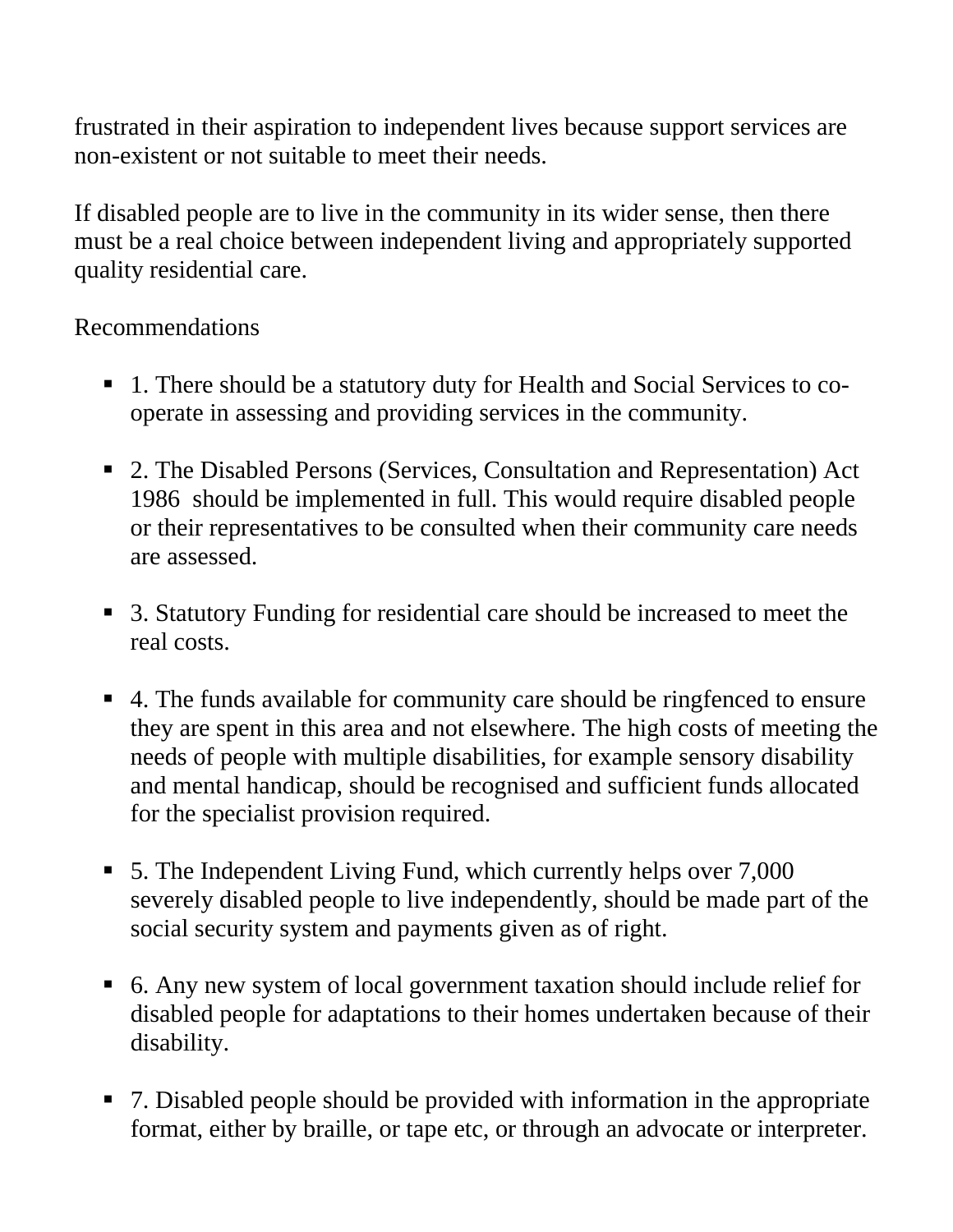frustrated in their aspiration to independent lives because support services are non-existent or not suitable to meet their needs.

If disabled people are to live in the community in its wider sense, then there must be a real choice between independent living and appropriately supported quality residential care.

Recommendations

- 1. There should be a statutory duty for Health and Social Services to co-operate in assessing and providing services in the community.
- 2. The Disabled Persons (Services, Consultation and Representation) Act 1986 should be implemented in full. This would require disabled people or their representatives to be consulted when their community care needs are assessed.
- 3. Statutory Funding for residential care should be increased to meet the real costs.
- 4. The funds available for community care should be ringfenced to ensure they are spent in this area and not elsewhere. The high costs of meeting the needs of people with multiple disabilities, for example sensory disability and mental handicap, should be recognised and sufficient funds allocated for the specialist provision required.
- 5. The Independent Living Fund, which currently helps over 7,000 severely disabled people to live independently, should be made part of the social security system and payments given as of right.
- 6. Any new system of local government taxation should include relief for disabled people for adaptations to their homes undertaken because of their disability.
- 7. Disabled people should be provided with information in the appropriate format, either by braille, or tape etc, or through an advocate or interpreter.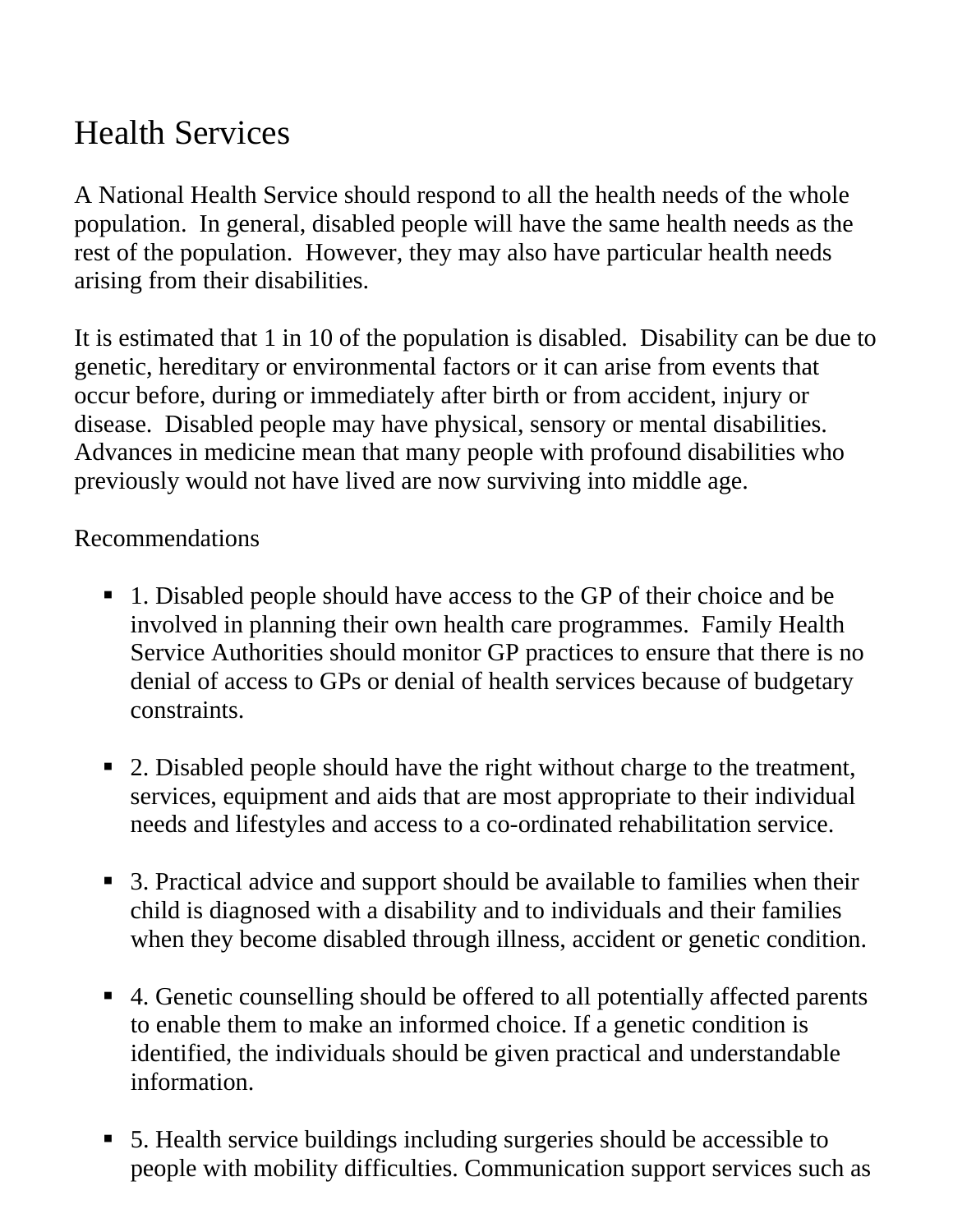# Health Services

A National Health Service should respond to all the health needs of the whole population. In general, disabled people will have the same health needs as the rest of the population. However, they may also have particular health needs arising from their disabilities.

It is estimated that 1 in 10 of the population is disabled. Disability can be due to genetic, hereditary or environmental factors or it can arise from events that occur before, during or immediately after birth or from accident, injury or disease. Disabled people may have physical, sensory or mental disabilities. Advances in medicine mean that many people with profound disabilities who previously would not have lived are now surviving into middle age.

Recommendations

- 1. Disabled people should have access to the GP of their choice and be involved in planning their own health care programmes. Family Health Service Authorities should monitor GP practices to ensure that there is no denial of access to GPs or denial of health services because of budgetary constraints.

- 2. Disabled people should have the right without charge to the treatment, services, equipment and aids that are most appropriate to their individual needs and lifestyles and access to a co-ordinated rehabilitation service.

- 3. Practical advice and support should be available to families when their child is diagnosed with a disability and to individuals and their families when they become disabled through illness, accident or genetic condition.

- 4. Genetic counselling should be offered to all potentially affected parents to enable them to make an informed choice. If a genetic condition is identified, the individuals should be given practical and understandable information.

- 5. Health service buildings including surgeries should be accessible to people with mobility difficulties. Communication support services such as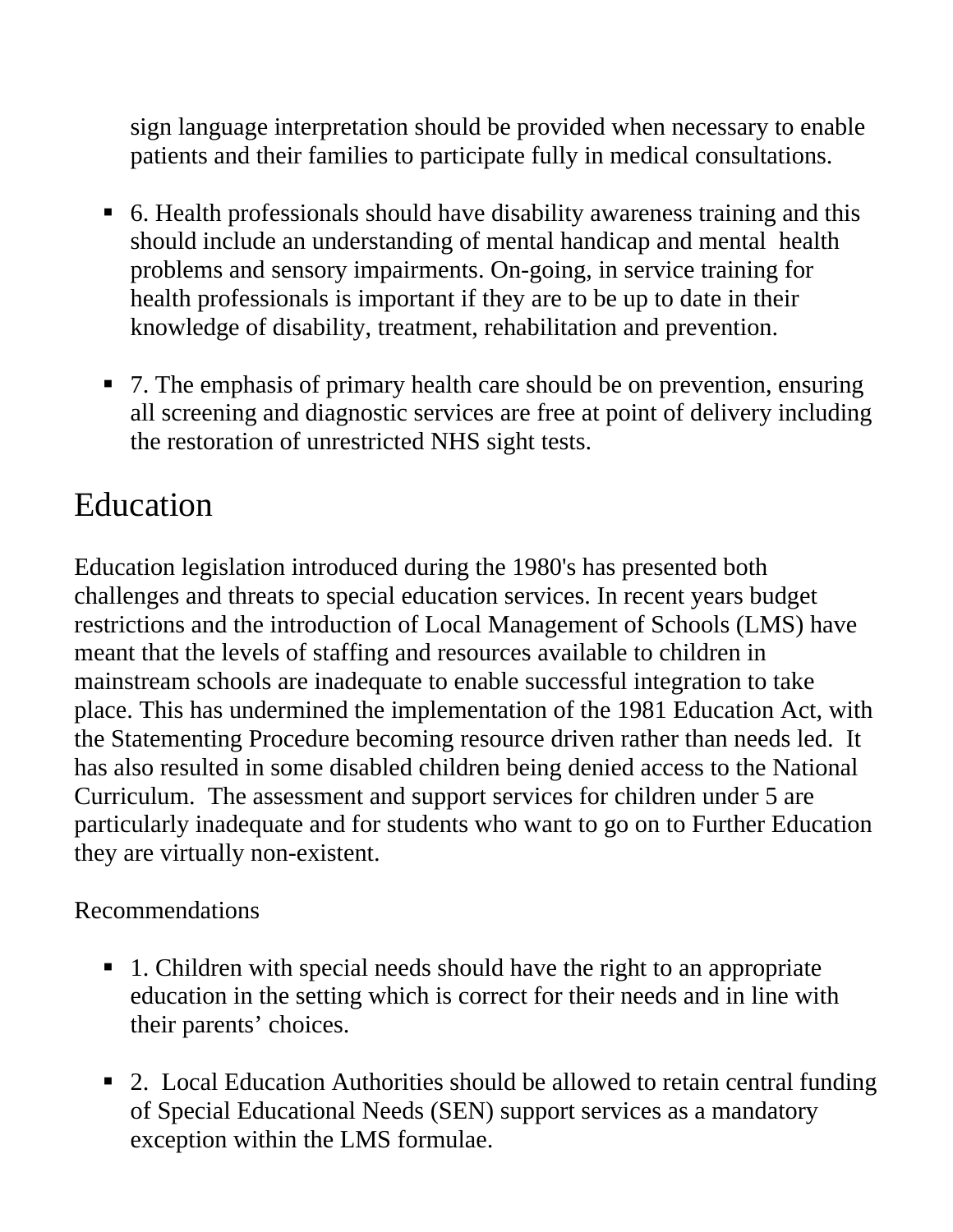sign language interpretation should be provided when necessary to enable patients and their families to participate fully in medical consultations.

- 6. Health professionals should have disability awareness training and this should include an understanding of mental handicap and mental health problems and sensory impairments. On-going, in service training for health professionals is important if they are to be up to date in their knowledge of disability, treatment, rehabilitation and prevention.

- 7. The emphasis of primary health care should be on prevention, ensuring all screening and diagnostic services are free at point of delivery including the restoration of unrestricted NHS sight tests.

# Education

Education legislation introduced during the 1980's has presented both challenges and threats to special education services. In recent years budget restrictions and the introduction of Local Management of Schools (LMS) have meant that the levels of staffing and resources available to children in mainstream schools are inadequate to enable successful integration to take place. This has undermined the implementation of the 1981 Education Act, with the Statementing Procedure becoming resource driven rather than needs led. It has also resulted in some disabled children being denied access to the National Curriculum. The assessment and support services for children under 5 are particularly inadequate and for students who want to go on to Further Education they are virtually non-existent.

Recommendations

- 1. Children with special needs should have the right to an appropriate education in the setting which is correct for their needs and in line with their parents' choices.

- 2. Local Education Authorities should be allowed to retain central funding of Special Educational Needs (SEN) support services as a mandatory exception within the LMS formulae.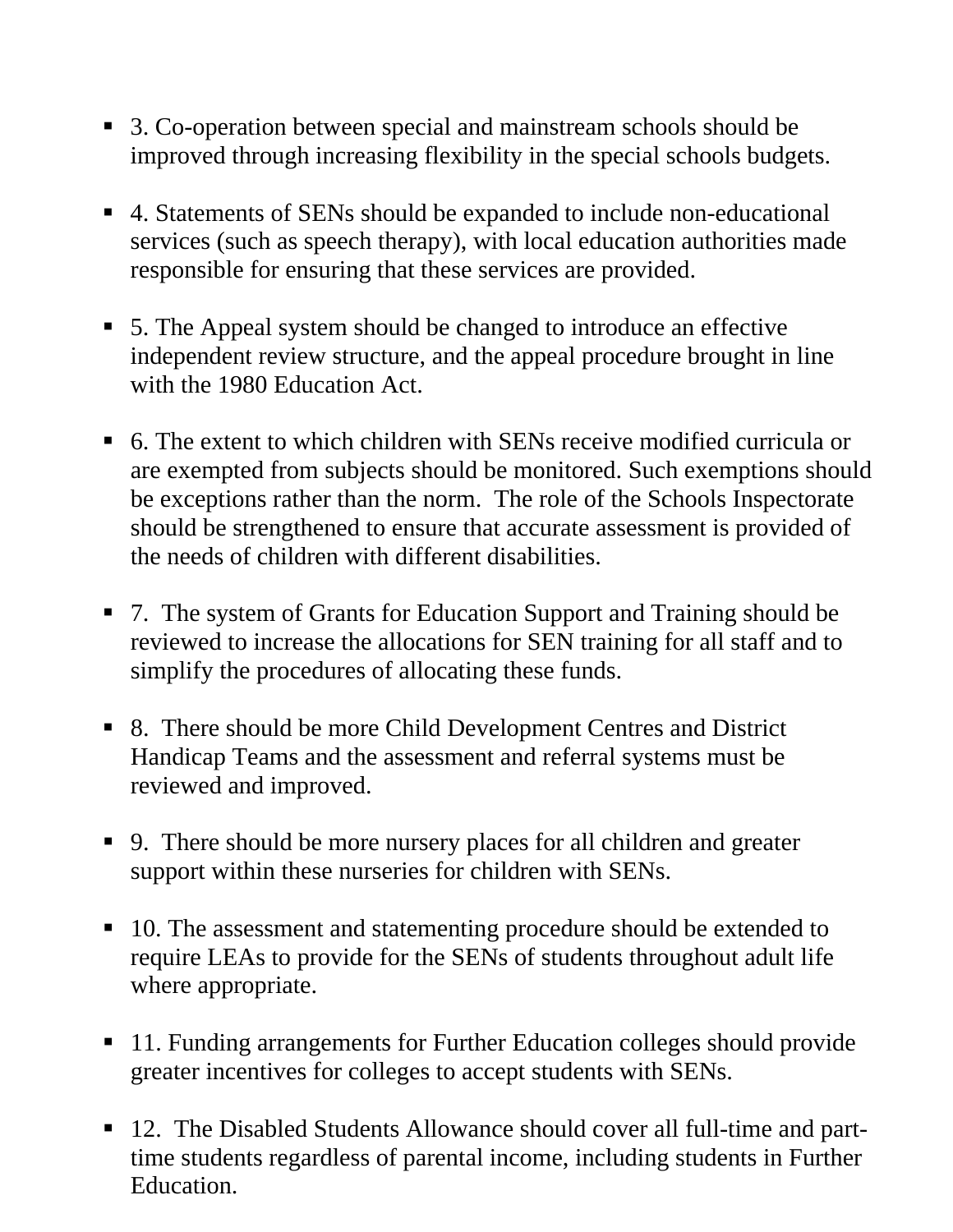- 3. Co-operation between special and mainstream schools should be improved through increasing flexibility in the special schools budgets.

- 4. Statements of SENs should be expanded to include non-educational services (such as speech therapy), with local education authorities made responsible for ensuring that these services are provided.

- 5. The Appeal system should be changed to introduce an effective independent review structure, and the appeal procedure brought in line with the 1980 Education Act.

- 6. The extent to which children with SENs receive modified curricula or are exempted from subjects should be monitored. Such exemptions should be exceptions rather than the norm. The role of the Schools Inspectorate should be strengthened to ensure that accurate assessment is provided of the needs of children with different disabilities.

- 7. The system of Grants for Education Support and Training should be reviewed to increase the allocations for SEN training for all staff and to simplify the procedures of allocating these funds.

- 8. There should be more Child Development Centres and District Handicap Teams and the assessment and referral systems must be reviewed and improved.

- 9. There should be more nursery places for all children and greater support within these nurseries for children with SENs.

- 10. The assessment and statementing procedure should be extended to require LEAs to provide for the SENs of students throughout adult life where appropriate.

- 11. Funding arrangements for Further Education colleges should provide greater incentives for colleges to accept students with SENs.

- 12. The Disabled Students Allowance should cover all full-time and part-time students regardless of parental income, including students in Further Education.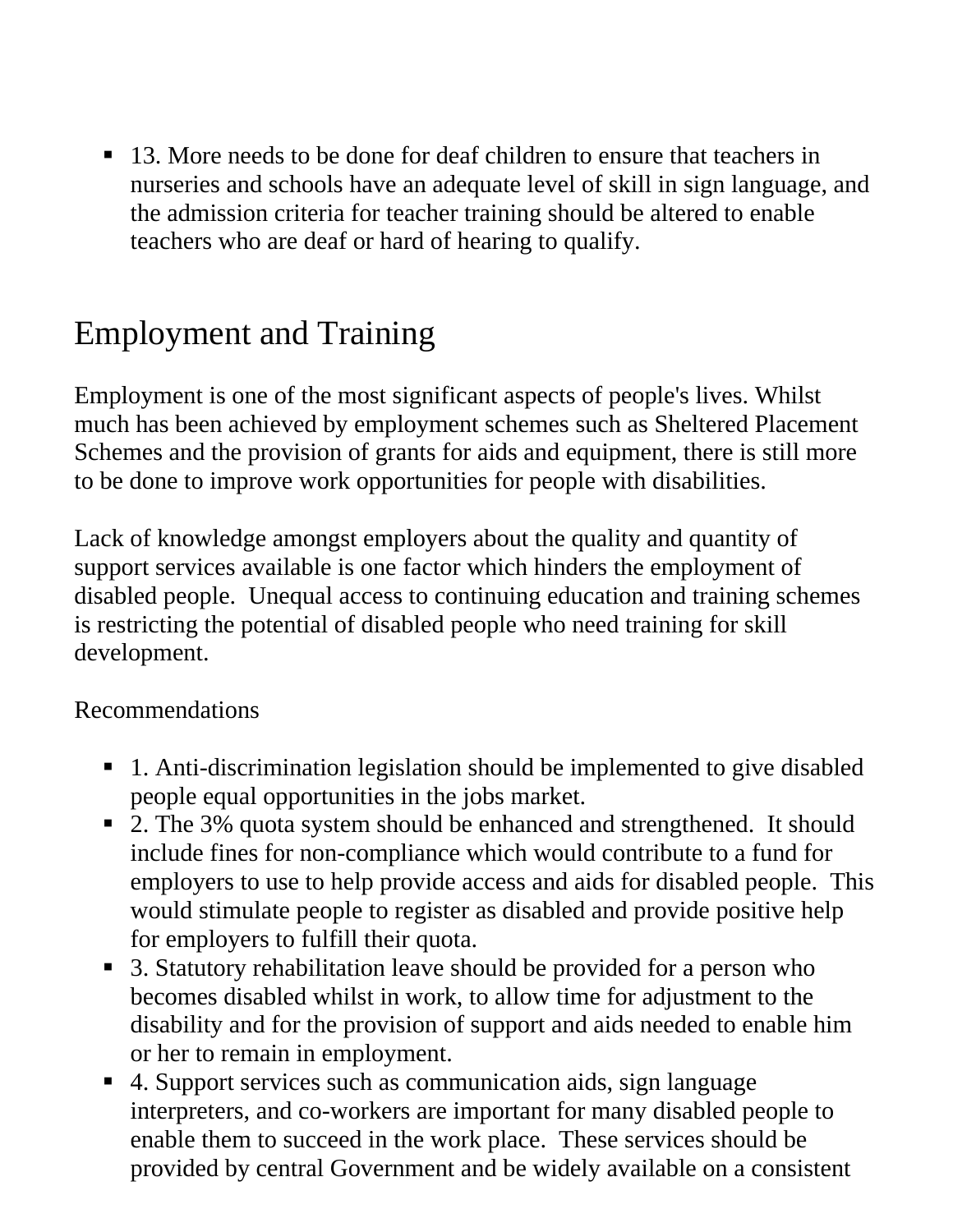- 13. More needs to be done for deaf children to ensure that teachers in nurseries and schools have an adequate level of skill in sign language, and the admission criteria for teacher training should be altered to enable teachers who are deaf or hard of hearing to qualify.

## Employment and Training

Employment is one of the most significant aspects of people's lives. Whilst much has been achieved by employment schemes such as Sheltered Placement Schemes and the provision of grants for aids and equipment, there is still more to be done to improve work opportunities for people with disabilities.

Lack of knowledge amongst employers about the quality and quantity of support services available is one factor which hinders the employment of disabled people. Unequal access to continuing education and training schemes is restricting the potential of disabled people who need training for skill development.

Recommendations

- 1. Anti-discrimination legislation should be implemented to give disabled people equal opportunities in the jobs market.
- 2. The 3% quota system should be enhanced and strengthened. It should include fines for non-compliance which would contribute to a fund for employers to use to help provide access and aids for disabled people. This would stimulate people to register as disabled and provide positive help for employers to fulfill their quota.
- 3. Statutory rehabilitation leave should be provided for a person who becomes disabled whilst in work, to allow time for adjustment to the disability and for the provision of support and aids needed to enable him or her to remain in employment.
- 4. Support services such as communication aids, sign language interpreters, and co-workers are important for many disabled people to enable them to succeed in the work place. These services should be provided by central Government and be widely available on a consistent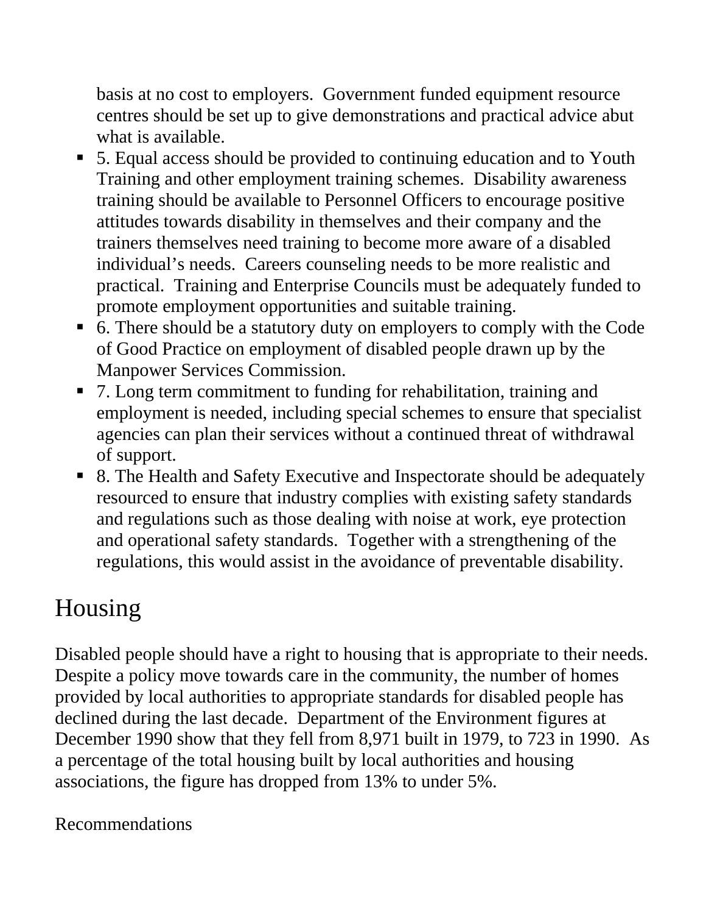basis at no cost to employers.  Government funded equipment resource centres should be set up to give demonstrations and practical advice abut what is available.

- 5. Equal access should be provided to continuing education and to Youth Training and other employment training schemes.  Disability awareness training should be available to Personnel Officers to encourage positive attitudes towards disability in themselves and their company and the trainers themselves need training to become more aware of a disabled individual's needs.  Careers counseling needs to be more realistic and practical.  Training and Enterprise Councils must be adequately funded to promote employment opportunities and suitable training.
- 6. There should be a statutory duty on employers to comply with the Code of Good Practice on employment of disabled people drawn up by the Manpower Services Commission.
- 7. Long term commitment to funding for rehabilitation, training and employment is needed, including special schemes to ensure that specialist agencies can plan their services without a continued threat of withdrawal of support.
- 8. The Health and Safety Executive and Inspectorate should be adequately resourced to ensure that industry complies with existing safety standards and regulations such as those dealing with noise at work, eye protection and operational safety standards.  Together with a strengthening of the regulations, this would assist in the avoidance of preventable disability.

# Housing

Disabled people should have a right to housing that is appropriate to their needs.  Despite a policy move towards care in the community, the number of homes provided by local authorities to appropriate standards for disabled people has declined during the last decade.  Department of the Environment figures at December 1990 show that they fell from 8,971 built in 1979, to 723 in 1990.  As a percentage of the total housing built by local authorities and housing associations, the figure has dropped from 13% to under 5%.

Recommendations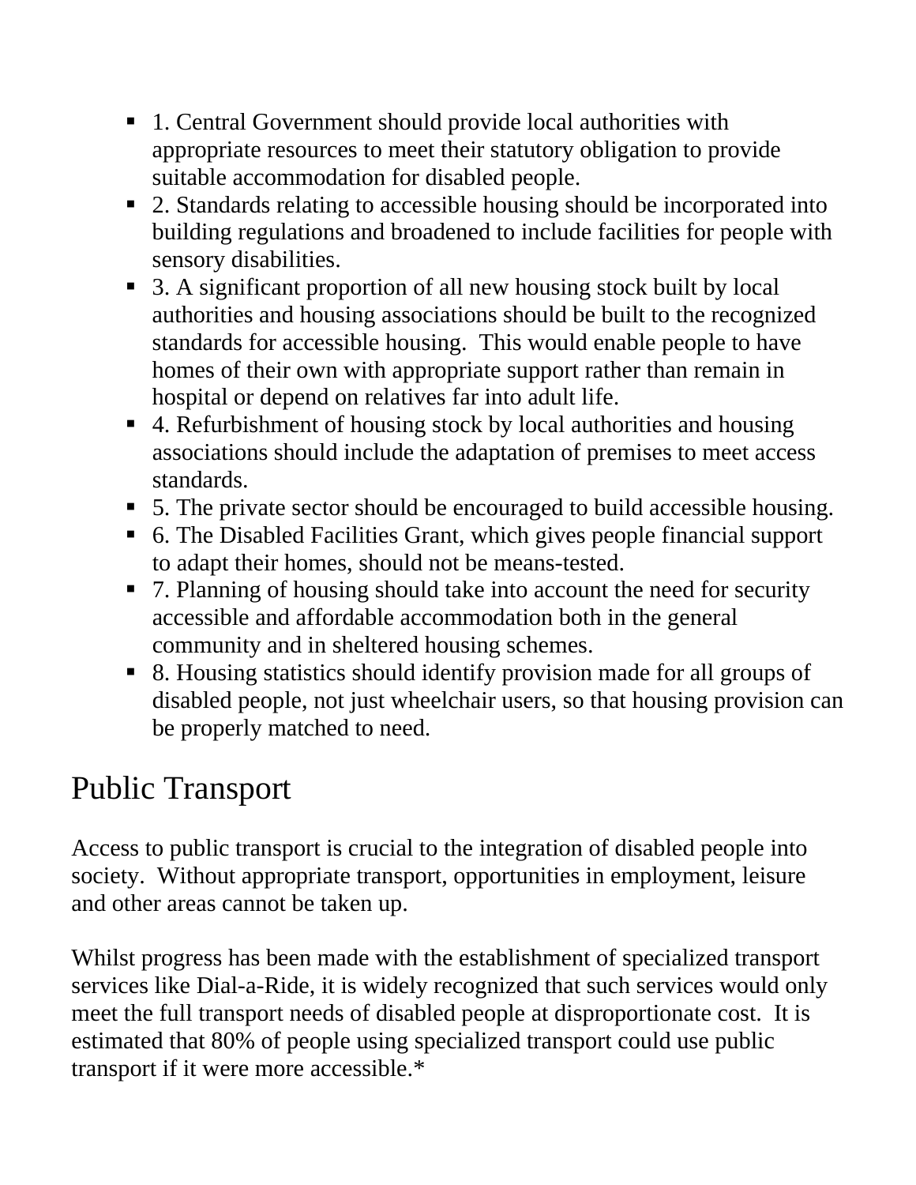- 1. Central Government should provide local authorities with appropriate resources to meet their statutory obligation to provide suitable accommodation for disabled people.
- 2. Standards relating to accessible housing should be incorporated into building regulations and broadened to include facilities for people with sensory disabilities.
- 3. A significant proportion of all new housing stock built by local authorities and housing associations should be built to the recognized standards for accessible housing. This would enable people to have homes of their own with appropriate support rather than remain in hospital or depend on relatives far into adult life.
- 4. Refurbishment of housing stock by local authorities and housing associations should include the adaptation of premises to meet access standards.
- 5. The private sector should be encouraged to build accessible housing.
- 6. The Disabled Facilities Grant, which gives people financial support to adapt their homes, should not be means-tested.
- 7. Planning of housing should take into account the need for security accessible and affordable accommodation both in the general community and in sheltered housing schemes.
- 8. Housing statistics should identify provision made for all groups of disabled people, not just wheelchair users, so that housing provision can be properly matched to need.

## Public Transport

Access to public transport is crucial to the integration of disabled people into society. Without appropriate transport, opportunities in employment, leisure and other areas cannot be taken up.

Whilst progress has been made with the establishment of specialized transport services like Dial-a-Ride, it is widely recognized that such services would only meet the full transport needs of disabled people at disproportionate cost. It is estimated that 80% of people using specialized transport could use public transport if it were more accessible.*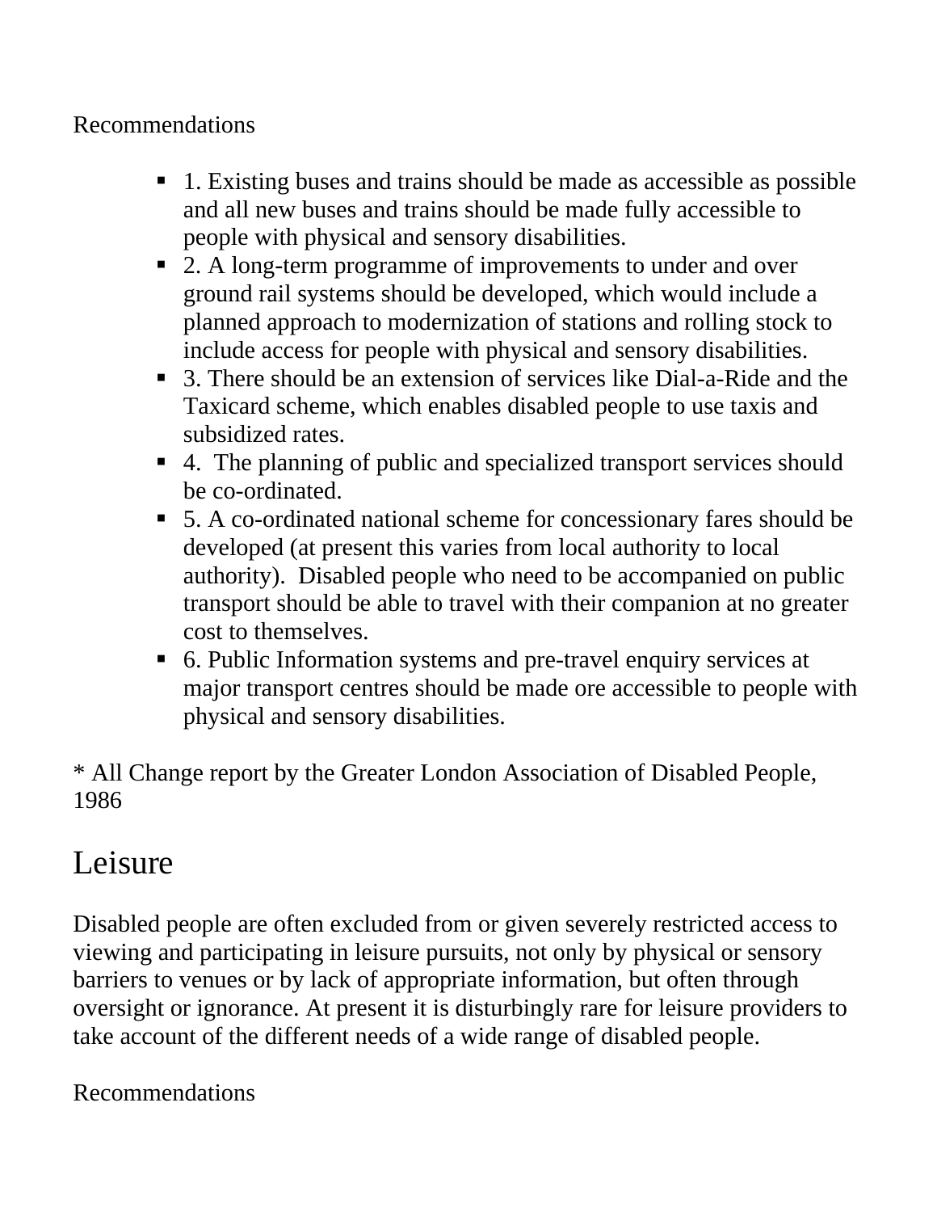Recommendations

- 1. Existing buses and trains should be made as accessible as possible and all new buses and trains should be made fully accessible to people with physical and sensory disabilities.
- 2. A long-term programme of improvements to under and over ground rail systems should be developed, which would include a planned approach to modernization of stations and rolling stock to include access for people with physical and sensory disabilities.
- 3. There should be an extension of services like Dial-a-Ride and the Taxicard scheme, which enables disabled people to use taxis and subsidized rates.
- 4. The planning of public and specialized transport services should be co-ordinated.
- 5. A co-ordinated national scheme for concessionary fares should be developed (at present this varies from local authority to local authority). Disabled people who need to be accompanied on public transport should be able to travel with their companion at no greater cost to themselves.
- 6. Public Information systems and pre-travel enquiry services at major transport centres should be made ore accessible to people with physical and sensory disabilities.

* All Change report by the Greater London Association of Disabled People, 1986

# Leisure

Disabled people are often excluded from or given severely restricted access to viewing and participating in leisure pursuits, not only by physical or sensory barriers to venues or by lack of appropriate information, but often through oversight or ignorance. At present it is disturbingly rare for leisure providers to take account of the different needs of a wide range of disabled people.

Recommendations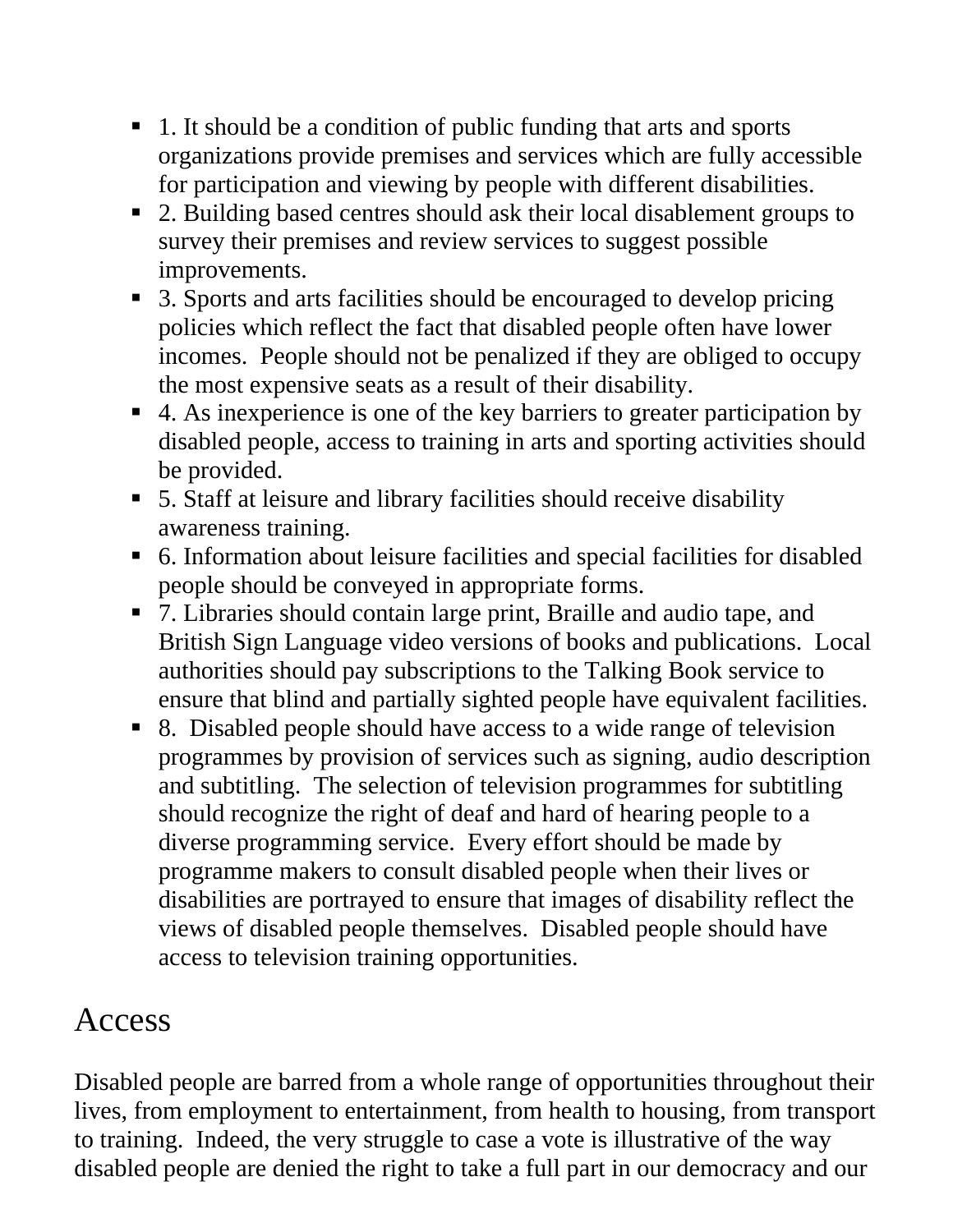- 1. It should be a condition of public funding that arts and sports organizations provide premises and services which are fully accessible for participation and viewing by people with different disabilities.
- 2. Building based centres should ask their local disablement groups to survey their premises and review services to suggest possible improvements.
- 3. Sports and arts facilities should be encouraged to develop pricing policies which reflect the fact that disabled people often have lower incomes. People should not be penalized if they are obliged to occupy the most expensive seats as a result of their disability.
- 4. As inexperience is one of the key barriers to greater participation by disabled people, access to training in arts and sporting activities should be provided.
- 5. Staff at leisure and library facilities should receive disability awareness training.
- 6. Information about leisure facilities and special facilities for disabled people should be conveyed in appropriate forms.
- 7. Libraries should contain large print, Braille and audio tape, and British Sign Language video versions of books and publications. Local authorities should pay subscriptions to the Talking Book service to ensure that blind and partially sighted people have equivalent facilities.
- 8. Disabled people should have access to a wide range of television programmes by provision of services such as signing, audio description and subtitling. The selection of television programmes for subtitling should recognize the right of deaf and hard of hearing people to a diverse programming service. Every effort should be made by programme makers to consult disabled people when their lives or disabilities are portrayed to ensure that images of disability reflect the views of disabled people themselves. Disabled people should have access to television training opportunities.

## Access

Disabled people are barred from a whole range of opportunities throughout their lives, from employment to entertainment, from health to housing, from transport to training. Indeed, the very struggle to case a vote is illustrative of the way disabled people are denied the right to take a full part in our democracy and our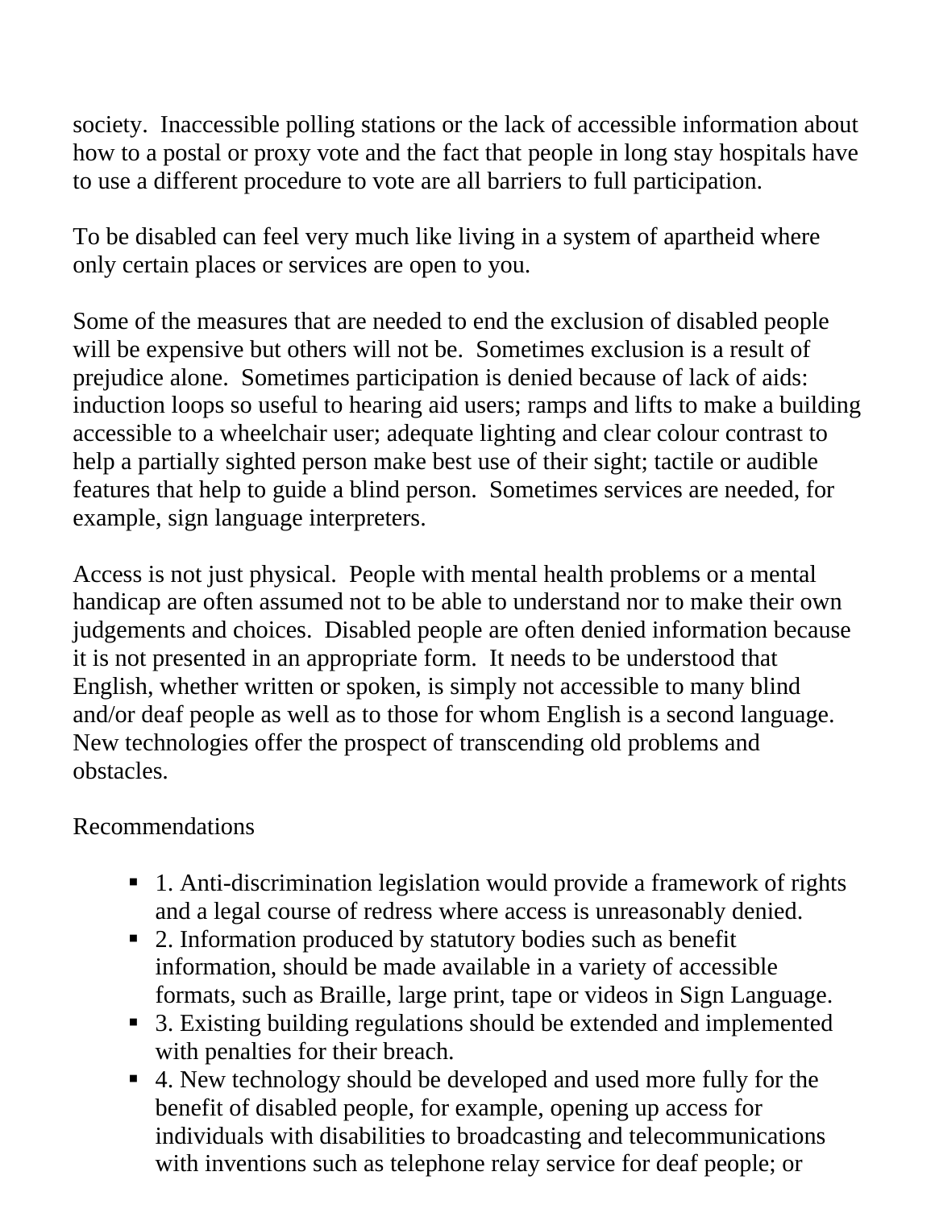society. Inaccessible polling stations or the lack of accessible information about how to a postal or proxy vote and the fact that people in long stay hospitals have to use a different procedure to vote are all barriers to full participation.

To be disabled can feel very much like living in a system of apartheid where only certain places or services are open to you.

Some of the measures that are needed to end the exclusion of disabled people will be expensive but others will not be. Sometimes exclusion is a result of prejudice alone. Sometimes participation is denied because of lack of aids: induction loops so useful to hearing aid users; ramps and lifts to make a building accessible to a wheelchair user; adequate lighting and clear colour contrast to help a partially sighted person make best use of their sight; tactile or audible features that help to guide a blind person. Sometimes services are needed, for example, sign language interpreters.

Access is not just physical. People with mental health problems or a mental handicap are often assumed not to be able to understand nor to make their own judgements and choices. Disabled people are often denied information because it is not presented in an appropriate form. It needs to be understood that English, whether written or spoken, is simply not accessible to many blind and/or deaf people as well as to those for whom English is a second language. New technologies offer the prospect of transcending old problems and obstacles.

Recommendations

- 1. Anti-discrimination legislation would provide a framework of rights and a legal course of redress where access is unreasonably denied.
- 2. Information produced by statutory bodies such as benefit information, should be made available in a variety of accessible formats, such as Braille, large print, tape or videos in Sign Language.
- 3. Existing building regulations should be extended and implemented with penalties for their breach.
- 4. New technology should be developed and used more fully for the benefit of disabled people, for example, opening up access for individuals with disabilities to broadcasting and telecommunications with inventions such as telephone relay service for deaf people; or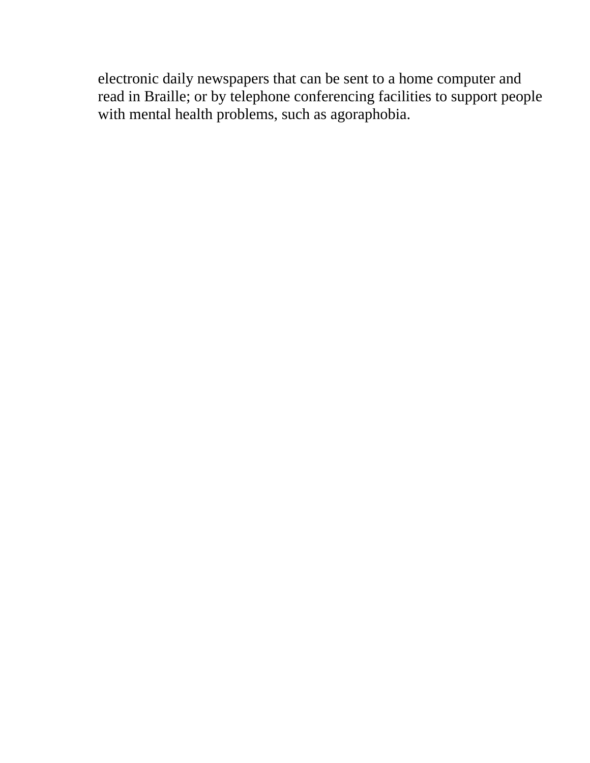electronic daily newspapers that can be sent to a home computer and read in Braille; or by telephone conferencing facilities to support people with mental health problems, such as agoraphobia.